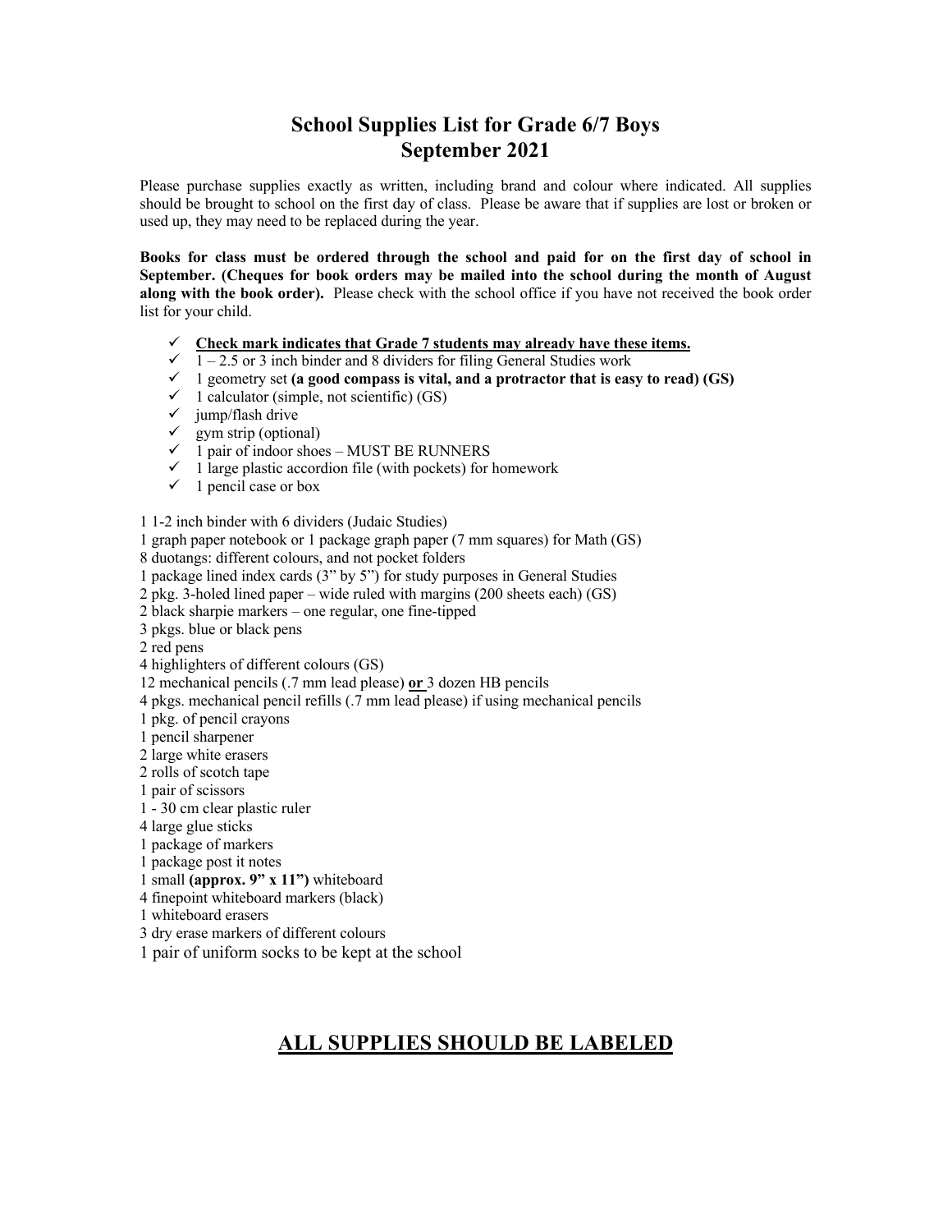# School Supplies List for Grade 6/7 Boys
# September 2021

Please purchase supplies exactly as written, including brand and colour where indicated. All supplies should be brought to school on the first day of class. Please be aware that if supplies are lost or broken or used up, they may need to be replaced during the year.

**Books for class must be ordered through the school and paid for on the first day of school in September. (Cheques for book orders may be mailed into the school during the month of August along with the book order).** Please check with the school office if you have not received the book order list for your child.

- ✓ **Check mark indicates that Grade 7 students may already have these items.**
- ✓ 1 – 2.5 or 3 inch binder and 8 dividers for filing General Studies work
- ✓ 1 geometry set **(a good compass is vital, and a protractor that is easy to read) (GS)**
- ✓ 1 calculator (simple, not scientific) (GS)
- ✓ jump/flash drive
- ✓ gym strip (optional)
- ✓ 1 pair of indoor shoes – MUST BE RUNNERS
- ✓ 1 large plastic accordion file (with pockets) for homework
- ✓ 1 pencil case or box

1 1-2 inch binder with 6 dividers (Judaic Studies)
1 graph paper notebook or 1 package graph paper (7 mm squares) for Math (GS)
8 duotangs: different colours, and not pocket folders
1 package lined index cards (3" by 5") for study purposes in General Studies
2 pkg. 3-holed lined paper – wide ruled with margins (200 sheets each) (GS)
2 black sharpie markers – one regular, one fine-tipped
3 pkgs. blue or black pens
2 red pens
4 highlighters of different colours (GS)
12 mechanical pencils (.7 mm lead please) **or** 3 dozen HB pencils
4 pkgs. mechanical pencil refills (.7 mm lead please) if using mechanical pencils
1 pkg. of pencil crayons
1 pencil sharpener
2 large white erasers
2 rolls of scotch tape
1 pair of scissors
1 - 30 cm clear plastic ruler
4 large glue sticks
1 package of markers
1 package post it notes
1 small **(approx. 9" x 11")** whiteboard
4 finepoint whiteboard markers (black)
1 whiteboard erasers
3 dry erase markers of different colours
1 pair of uniform socks to be kept at the school

## ALL SUPPLIES SHOULD BE LABELED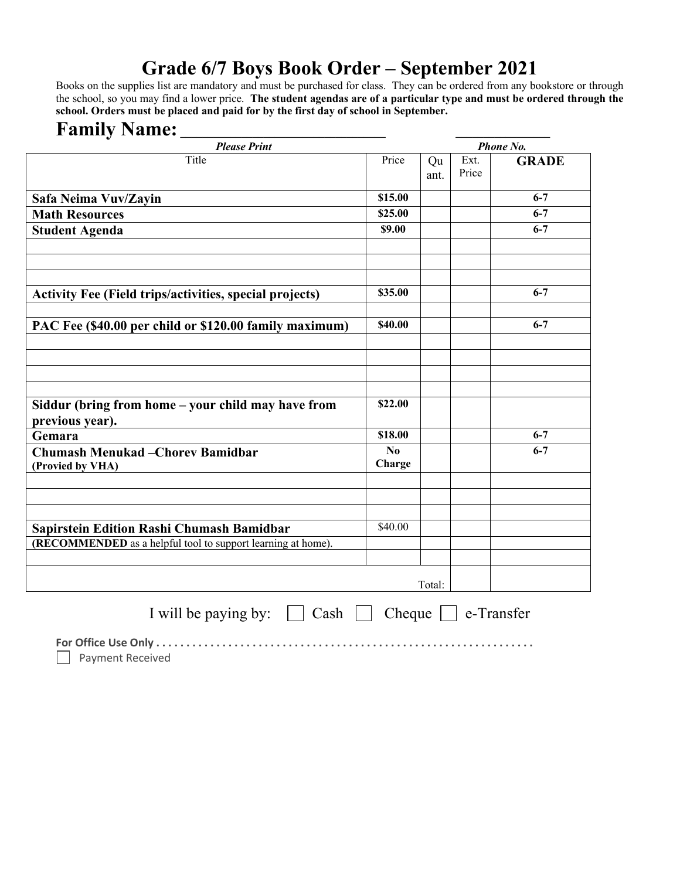# Grade 6/7 Boys Book Order – September 2021

Books on the supplies list are mandatory and must be purchased for class. They can be ordered from any bookstore or through the school, so you may find a lower price. **The student agendas are of a particular type and must be ordered through the school. Orders must be placed and paid for by the first day of school in September.**

## Family Name: ________________________ ______________

***Please Print*** ***Phone No.***

| Title | Price | Quant. | Ext. Price | GRADE |
|---|---|---|---|---|
| **Safa Neima Vuv/Zayin** | **$15.00** | | | **6-7** |
| **Math Resources** | **$25.00** | | | **6-7** |
| **Student Agenda** | **$9.00** | | | **6-7** |
| | | | | |
| | | | | |
| | | | | |
| **Activity Fee (Field trips/activities, special projects)** | **$35.00** | | | **6-7** |
| | | | | |
| **PAC Fee ($40.00 per child or $120.00 family maximum)** | **$40.00** | | | **6-7** |
| | | | | |
| | | | | |
| | | | | |
| | | | | |
| **Siddur (bring from home – your child may have from previous year).** | **$22.00** | | | |
| **Gemara** | **$18.00** | | | **6-7** |
| **Chumash Menukad –Chorev Bamidbar** **(Provied by VHA)** | **No Charge** | | | **6-7** |
| | | | | |
| | | | | |
| | | | | |
| **Sapirstein Edition Rashi Chumash Bamidbar** | $40.00 | | | |
| **(RECOMMENDED** as a helpful tool to support learning at home). | | | | |
| | | | | |
| | | Total: | | |

I will be paying by: ☐ Cash ☐ Cheque ☐ e-Transfer

**For Office Use Only . . . . . . . . . . . . . . . . . . . . . . . . . . . . . . . . . . . . . . . . . . . . . . . . . . . . . . . . . . . . . .**

☐ Payment Received